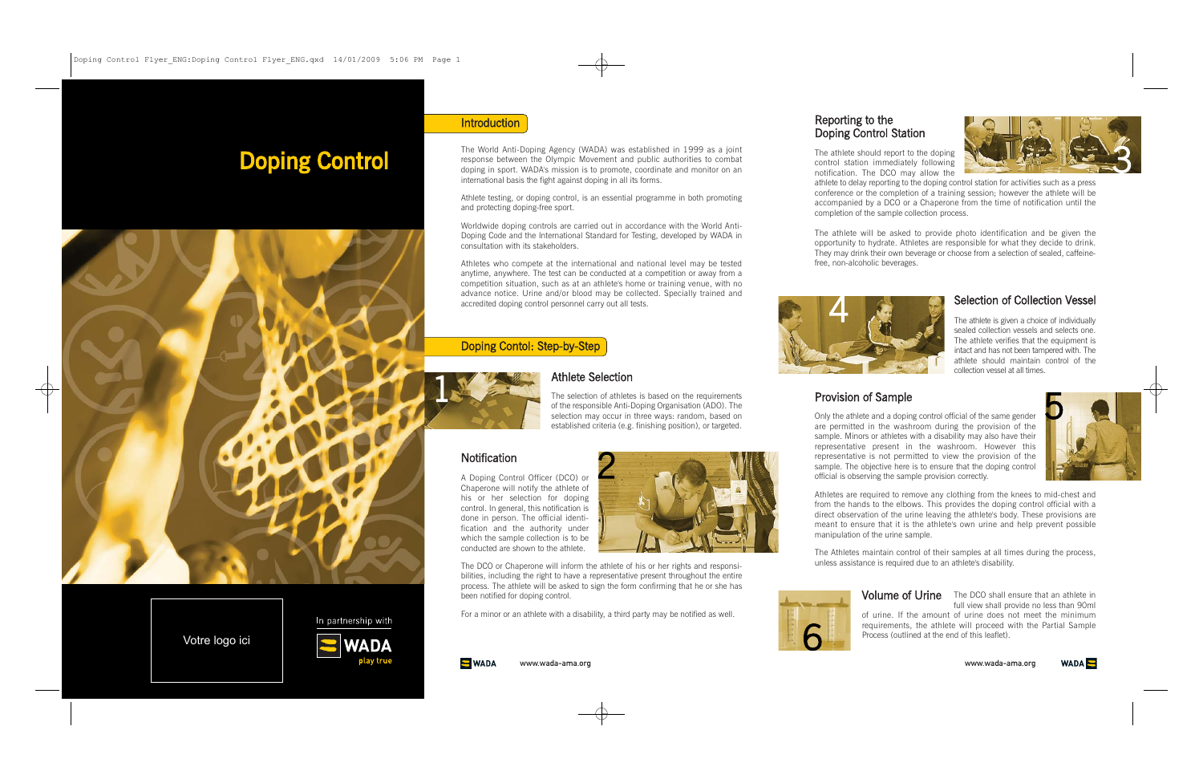# Doping Control

Votre logo ici

In partnership with

WADA play true

## Introduction

The World Anti-Doping Agency (WADA) was established in 1999 as a joint response between the Olympic Movement and public authorities to combat doping in sport. WADA's mission is to promote, coordinate and monitor on an international basis the fight against doping in all its forms.

Athlete testing, or doping control, is an essential programme in both promoting and protecting doping-free sport.

Worldwide doping controls are carried out in accordance with the World Anti-Doping Code and the International Standard for Testing, developed by WADA in consultation with its stakeholders.

Athletes who compete at the international and national level may be tested anytime, anywhere. The test can be conducted at a competition or away from a competition situation, such as at an athlete's home or training venue, with no advance notice. Urine and/or blood may be collected. Specially trained and accredited doping control personnel carry out all tests.

## Doping Contol: Step-by-Step

### 1 Athlete Selection

The selection of athletes is based on the requirements of the responsible Anti-Doping Organisation (ADO). The selection may occur in three ways: random, based on established criteria (e.g. finishing position), or targeted.

### 2 Notification

A Doping Control Officer (DCO) or Chaperone will notify the athlete of his or her selection for doping control. In general, this notification is done in person. The official identification and the authority under which the sample collection is to be conducted are shown to the athlete.

The DCO or Chaperone will inform the athlete of his or her rights and responsibilities, including the right to have a representative present throughout the entire process. The athlete will be asked to sign the form confirming that he or she has been notified for doping control.

For a minor or an athlete with a disability, a third party may be notified as well.

### 3 Reporting to the Doping Control Station

The athlete should report to the doping control station immediately following notification. The DCO may allow the athlete to delay reporting to the doping control station for activities such as a press conference or the completion of a training session; however the athlete will be accompanied by a DCO or a Chaperone from the time of notification until the completion of the sample collection process.

The athlete will be asked to provide photo identification and be given the opportunity to hydrate. Athletes are responsible for what they decide to drink. They may drink their own beverage or choose from a selection of sealed, caffeine-free, non-alcoholic beverages.

### 4 Selection of Collection Vessel

The athlete is given a choice of individually sealed collection vessels and selects one. The athlete verifies that the equipment is intact and has not been tampered with. The athlete should maintain control of the collection vessel at all times.

### 5 Provision of Sample

Only the athlete and a doping control official of the same gender are permitted in the washroom during the provision of the sample. Minors or athletes with a disability may also have their representative present in the washroom. However this representative is not permitted to view the provision of the sample. The objective here is to ensure that the doping control official is observing the sample provision correctly.

Athletes are required to remove any clothing from the knees to mid-chest and from the hands to the elbows. This provides the doping control official with a direct observation of the urine leaving the athlete's body. These provisions are meant to ensure that it is the athlete's own urine and help prevent possible manipulation of the urine sample.

The Athletes maintain control of their samples at all times during the process, unless assistance is required due to an athlete's disability.

### 6 Volume of Urine

The DCO shall ensure that an athlete in full view shall provide no less than 90ml of urine. If the amount of urine does not meet the minimum requirements, the athlete will proceed with the Partial Sample Process (outlined at the end of this leaflet).

WADA www.wada-ama.org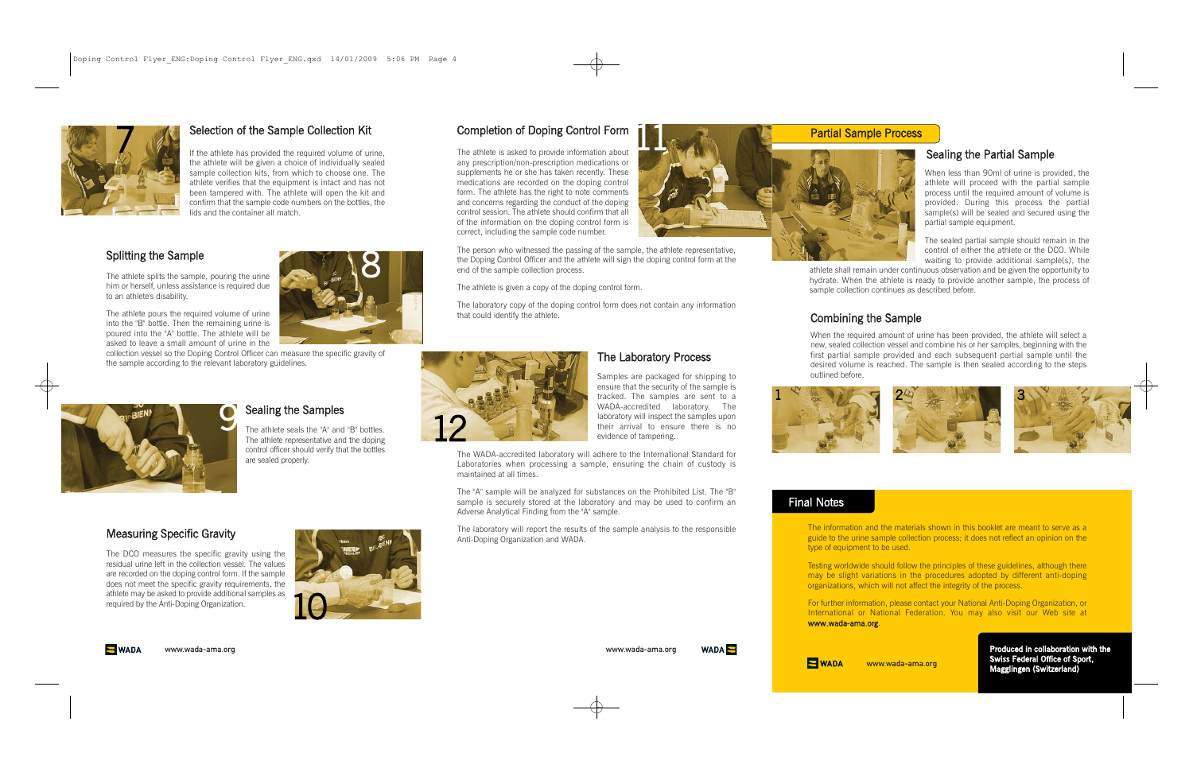## 7 Selection of the Sample Collection Kit

If the athlete has provided the required volume of urine, the athlete will be given a choice of individually sealed sample collection kits, from which to choose one. The athlete verifies that the equipment is intact and has not been tampered with. The athlete will open the kit and confirm that the sample code numbers on the bottles, the lids and the container all match.

## 8 Splitting the Sample

The athlete splits the sample, pouring the urine him or herself, unless assistance is required due to an athlete's disability.

The athlete pours the required volume of urine into the "B" bottle. Then the remaining urine is poured into the "A" bottle. The athlete will be asked to leave a small amount of urine in the collection vessel so the Doping Control Officer can measure the specific gravity of the sample according to the relevant laboratory guidelines.

## 9 Sealing the Samples

The athlete seals the "A" and "B" bottles. The athlete representative and the doping control officer should verify that the bottles are sealed properly.

## 10 Measuring Specific Gravity

The DCO measures the specific gravity using the residual urine left in the collection vessel. The values are recorded on the doping control form. If the sample does not meet the specific gravity requirements, the athlete may be asked to provide additional samples as required by the Anti-Doping Organization.

## 11 Completion of Doping Control Form

The athlete is asked to provide information about any prescription/non-prescription medications or supplements he or she has taken recently. These medications are recorded on the doping control form. The athlete has the right to note comments and concerns regarding the conduct of the doping control session. The athlete should confirm that all of the information on the doping control form is correct, including the sample code number.

The person who witnessed the passing of the sample, the athlete representative, the Doping Control Officer and the athlete will sign the doping control form at the end of the sample collection process.

The athlete is given a copy of the doping control form.

The laboratory copy of the doping control form does not contain any information that could identify the athlete.

## 12 The Laboratory Process

Samples are packaged for shipping to ensure that the security of the sample is tracked. The samples are sent to a WADA-accredited laboratory. The laboratory will inspect the samples upon their arrival to ensure there is no evidence of tampering.

The WADA-accredited laboratory will adhere to the International Standard for Laboratories when processing a sample, ensuring the chain of custody is maintained at all times.

The "A" sample will be analyzed for substances on the Prohibited List. The "B" sample is securely stored at the laboratory and may be used to confirm an Adverse Analytical Finding from the "A" sample.

The laboratory will report the results of the sample analysis to the responsible Anti-Doping Organization and WADA.

## Partial Sample Process

### Sealing the Partial Sample

When less than 90ml of urine is provided, the athlete will proceed with the partial sample process until the required amount of volume is provided. During this process the partial sample(s) will be sealed and secured using the partial sample equipment.

The sealed partial sample should remain in the control of either the athlete or the DCO. While waiting to provide additional sample(s), the athlete shall remain under continuous observation and be given the opportunity to hydrate. When the athlete is ready to provide another sample, the process of sample collection continues as described before.

### Combining the Sample

When the required amount of urine has been provided, the athlete will select a new, sealed collection vessel and combine his or her samples, beginning with the first partial sample provided and each subsequent partial sample until the desired volume is reached. The sample is then sealed according to the steps outlined before.

1

2

3

## Final Notes

The information and the materials shown in this booklet are meant to serve as a guide to the urine sample collection process; it does not reflect an opinion on the type of equipment to be used.

Testing worldwide should follow the principles of these guidelines, although there may be slight variations in the procedures adopted by different anti-doping organizations, which will not affect the integrity of the process.

For further information, please contact your National Anti-Doping Organization, or International or National Federation. You may also visit our Web site at **www.wada-ama.org**.

WADA www.wada-ama.org

**Produced in collaboration with the Swiss Federal Office of Sport, Magglingen (Switzerland)**